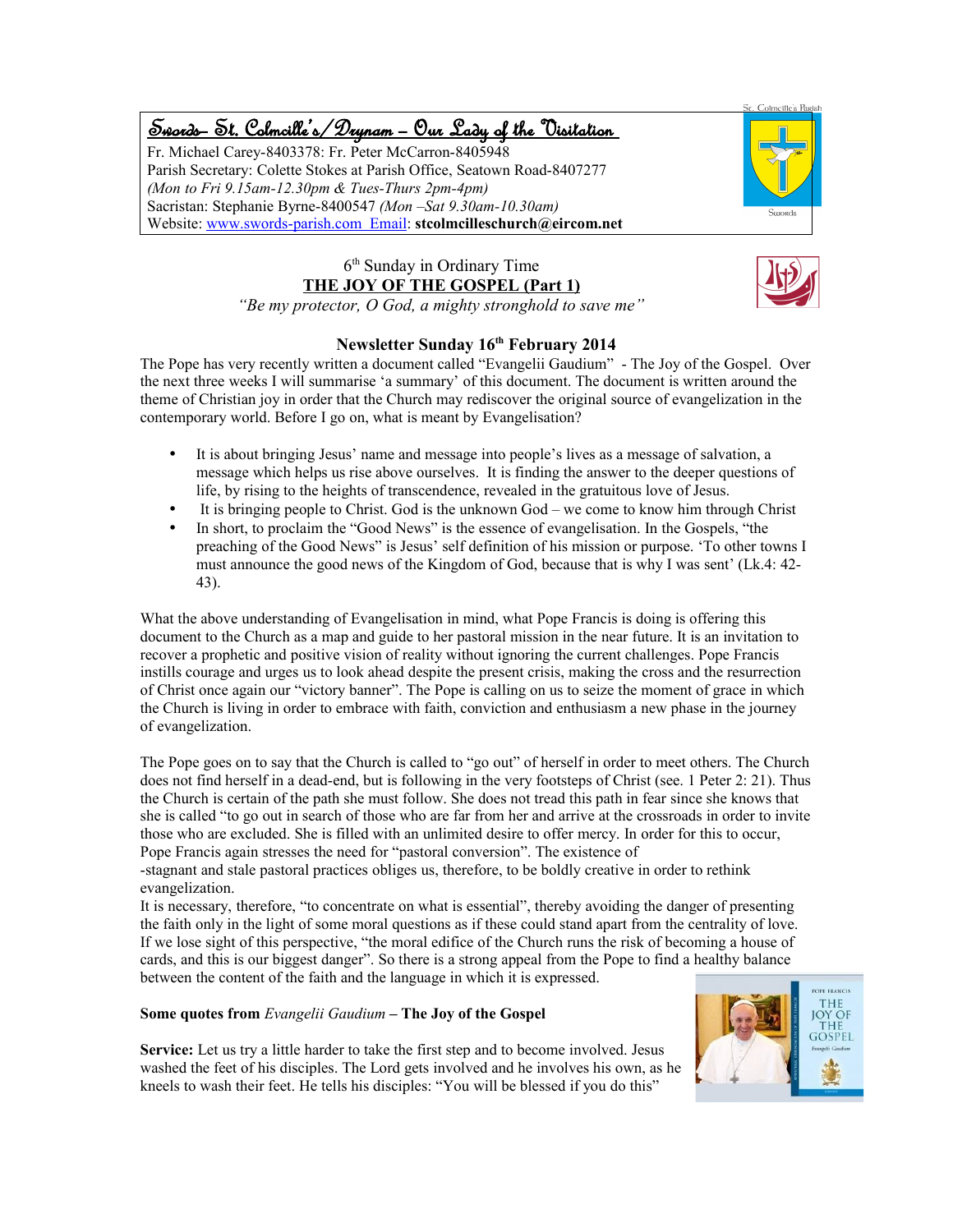# Swords- St. Colmcille's/Drynam – Our Lady of the Visitation

Fr. Michael Carey-8403378: Fr. Peter McCarron-8405948
Parish Secretary: Colette Stokes at Parish Office, Seatown Road-8407277
*(Mon to Fri 9.15am-12.30pm & Tues-Thurs 2pm-4pm)*
Sacristan: Stephanie Byrne-8400547 *(Mon –Sat 9.30am-10.30am)*
Website: www.swords-parish.com Email: **stcolmcilleschurch@eircom.net**

6th Sunday in Ordinary Time

## THE JOY OF THE GOSPEL (Part 1)

*"Be my protector, O God, a mighty stronghold to save me"*

### Newsletter Sunday 16th February 2014

The Pope has very recently written a document called "Evangelii Gaudium" - The Joy of the Gospel. Over the next three weeks I will summarise 'a summary' of this document. The document is written around the theme of Christian joy in order that the Church may rediscover the original source of evangelization in the contemporary world. Before I go on, what is meant by Evangelisation?

- It is about bringing Jesus' name and message into people's lives as a message of salvation, a message which helps us rise above ourselves. It is finding the answer to the deeper questions of life, by rising to the heights of transcendence, revealed in the gratuitous love of Jesus.
- It is bringing people to Christ. God is the unknown God – we come to know him through Christ
- In short, to proclaim the "Good News" is the essence of evangelisation. In the Gospels, "the preaching of the Good News" is Jesus' self definition of his mission or purpose. 'To other towns I must announce the good news of the Kingdom of God, because that is why I was sent' (Lk.4: 42-43).

What the above understanding of Evangelisation in mind, what Pope Francis is doing is offering this document to the Church as a map and guide to her pastoral mission in the near future. It is an invitation to recover a prophetic and positive vision of reality without ignoring the current challenges. Pope Francis instills courage and urges us to look ahead despite the present crisis, making the cross and the resurrection of Christ once again our "victory banner". The Pope is calling on us to seize the moment of grace in which the Church is living in order to embrace with faith, conviction and enthusiasm a new phase in the journey of evangelization.

The Pope goes on to say that the Church is called to "go out" of herself in order to meet others. The Church does not find herself in a dead-end, but is following in the very footsteps of Christ (see. 1 Peter 2: 21). Thus the Church is certain of the path she must follow. She does not tread this path in fear since she knows that she is called "to go out in search of those who are far from her and arrive at the crossroads in order to invite those who are excluded. She is filled with an unlimited desire to offer mercy. In order for this to occur, Pope Francis again stresses the need for "pastoral conversion". The existence of
-stagnant and stale pastoral practices obliges us, therefore, to be boldly creative in order to rethink evangelization.
It is necessary, therefore, "to concentrate on what is essential", thereby avoiding the danger of presenting the faith only in the light of some moral questions as if these could stand apart from the centrality of love. If we lose sight of this perspective, "the moral edifice of the Church runs the risk of becoming a house of cards, and this is our biggest danger". So there is a strong appeal from the Pope to find a healthy balance between the content of the faith and the language in which it is expressed.

**Some quotes from *Evangelii Gaudium* – The Joy of the Gospel**

**Service:** Let us try a little harder to take the first step and to become involved. Jesus washed the feet of his disciples. The Lord gets involved and he involves his own, as he kneels to wash their feet. He tells his disciples: "You will be blessed if you do this"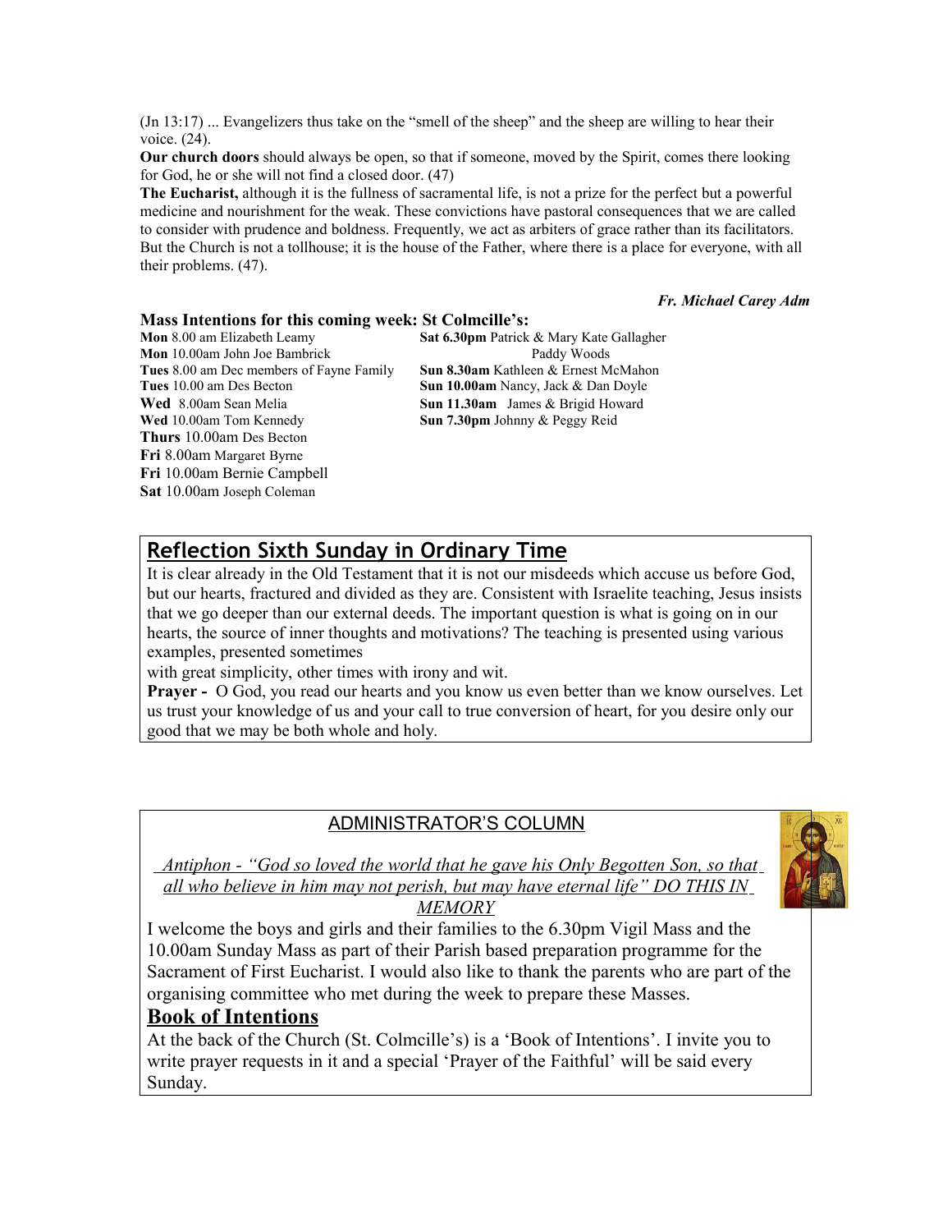(Jn 13:17) ... Evangelizers thus take on the "smell of the sheep" and the sheep are willing to hear their voice. (24).

**Our church doors** should always be open, so that if someone, moved by the Spirit, comes there looking for God, he or she will not find a closed door. (47)

**The Eucharist,** although it is the fullness of sacramental life, is not a prize for the perfect but a powerful medicine and nourishment for the weak. These convictions have pastoral consequences that we are called to consider with prudence and boldness. Frequently, we act as arbiters of grace rather than its facilitators. But the Church is not a tollhouse; it is the house of the Father, where there is a place for everyone, with all their problems. (47).

***Fr. Michael Carey Adm***

### Mass Intentions for this coming week: St Colmcille's:

**Mon** 8.00 am Elizabeth Leamy
**Mon** 10.00am John Joe Bambrick
**Tues** 8.00 am Dec members of Fayne Family
**Tues** 10.00 am Des Becton
**Wed** 8.00am Sean Melia
**Wed** 10.00am Tom Kennedy
**Thurs** 10.00am Des Becton
**Fri** 8.00am Margaret Byrne
**Fri** 10.00am Bernie Campbell
**Sat** 10.00am Joseph Coleman

**Sat 6.30pm** Patrick & Mary Kate Gallagher
Paddy Woods
**Sun 8.30am** Kathleen & Ernest McMahon
**Sun 10.00am** Nancy, Jack & Dan Doyle
**Sun 11.30am** James & Brigid Howard
**Sun 7.30pm** Johnny & Peggy Reid

## Reflection Sixth Sunday in Ordinary Time

It is clear already in the Old Testament that it is not our misdeeds which accuse us before God, but our hearts, fractured and divided as they are. Consistent with Israelite teaching, Jesus insists that we go deeper than our external deeds. The important question is what is going on in our hearts, the source of inner thoughts and motivations? The teaching is presented using various examples, presented sometimes with great simplicity, other times with irony and wit.

**Prayer -** O God, you read our hearts and you know us even better than we know ourselves. Let us trust your knowledge of us and your call to true conversion of heart, for you desire only our good that we may be both whole and holy.

## ADMINISTRATOR'S COLUMN

*Antiphon - "God so loved the world that he gave his Only Begotten Son, so that all who believe in him may not perish, but may have eternal life" DO THIS IN MEMORY*

I welcome the boys and girls and their families to the 6.30pm Vigil Mass and the 10.00am Sunday Mass as part of their Parish based preparation programme for the Sacrament of First Eucharist. I would also like to thank the parents who are part of the organising committee who met during the week to prepare these Masses.

## Book of Intentions

At the back of the Church (St. Colmcille's) is a 'Book of Intentions'. I invite you to write prayer requests in it and a special 'Prayer of the Faithful' will be said every Sunday.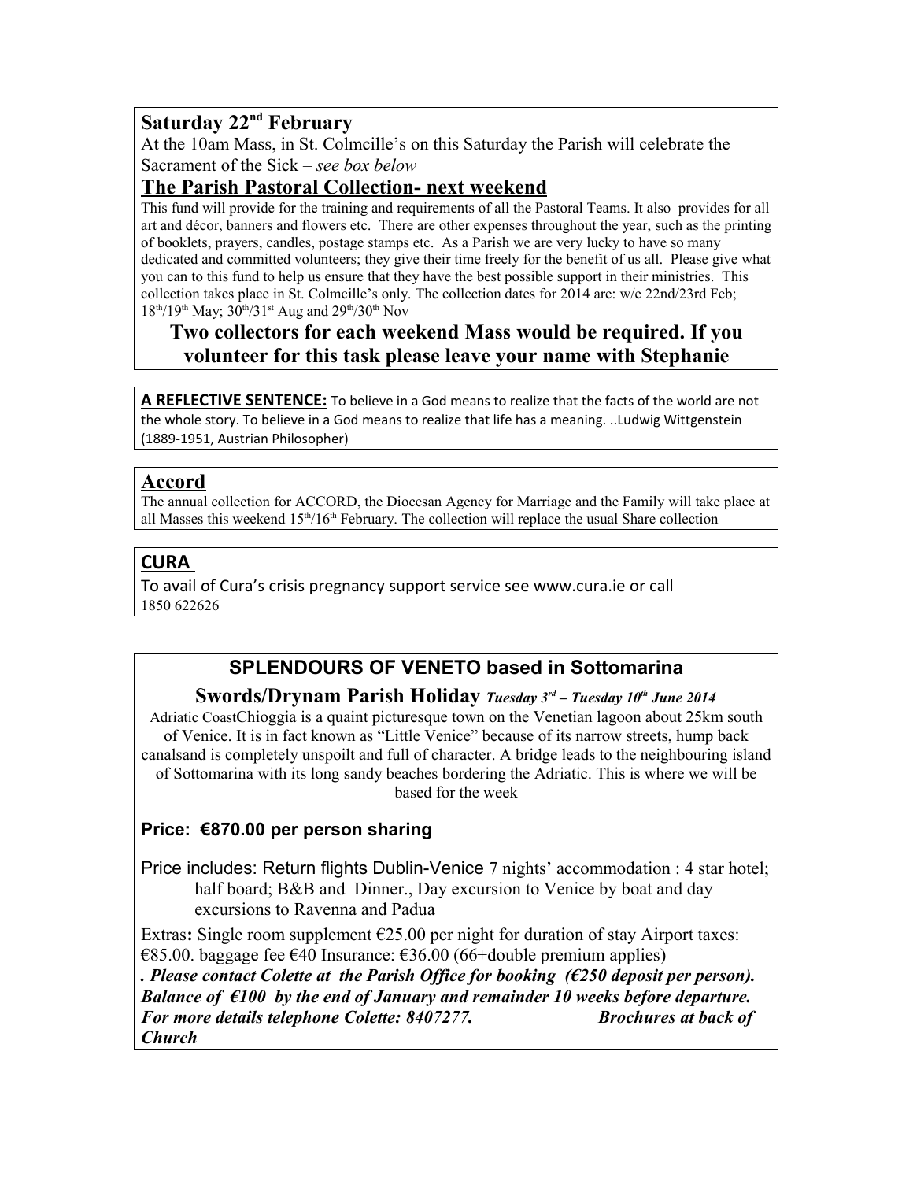## Saturday 22nd February

At the 10am Mass, in St. Colmcille's on this Saturday the Parish will celebrate the Sacrament of the Sick – *see box below*

## The Parish Pastoral Collection- next weekend

This fund will provide for the training and requirements of all the Pastoral Teams. It also provides for all art and décor, banners and flowers etc. There are other expenses throughout the year, such as the printing of booklets, prayers, candles, postage stamps etc. As a Parish we are very lucky to have so many dedicated and committed volunteers; they give their time freely for the benefit of us all. Please give what you can to this fund to help us ensure that they have the best possible support in their ministries. This collection takes place in St. Colmcille's only. The collection dates for 2014 are: w/e 22nd/23rd Feb; 18th/19th May; 30th/31st Aug and 29th/30th Nov

**Two collectors for each weekend Mass would be required. If you volunteer for this task please leave your name with Stephanie**

**A REFLECTIVE SENTENCE:** To believe in a God means to realize that the facts of the world are not the whole story. To believe in a God means to realize that life has a meaning. ..Ludwig Wittgenstein (1889-1951, Austrian Philosopher)

## Accord

The annual collection for ACCORD, the Diocesan Agency for Marriage and the Family will take place at all Masses this weekend 15th/16th February. The collection will replace the usual Share collection

## CURA

To avail of Cura's crisis pregnancy support service see www.cura.ie or call 1850 622626

## SPLENDOURS OF VENETO based in Sottomarina

### Swords/Drynam Parish Holiday *Tuesday 3rd – Tuesday 10th June 2014*

Adriatic CoastChioggia is a quaint picturesque town on the Venetian lagoon about 25km south of Venice. It is in fact known as "Little Venice" because of its narrow streets, hump back canalsand is completely unspoilt and full of character. A bridge leads to the neighbouring island of Sottomarina with its long sandy beaches bordering the Adriatic. This is where we will be based for the week

**Price: €870.00 per person sharing**

Price includes: Return flights Dublin-Venice 7 nights' accommodation : 4 star hotel; half board; B&B and Dinner., Day excursion to Venice by boat and day excursions to Ravenna and Padua

Extras**:** Single room supplement €25.00 per night for duration of stay Airport taxes: €85.00. baggage fee €40 Insurance: €36.00 (66+double premium applies)

***. Please contact Colette at the Parish Office for booking (€250 deposit per person). Balance of €100 by the end of January and remainder 10 weeks before departure. For more details telephone Colette: 8407277. Brochures at back of Church***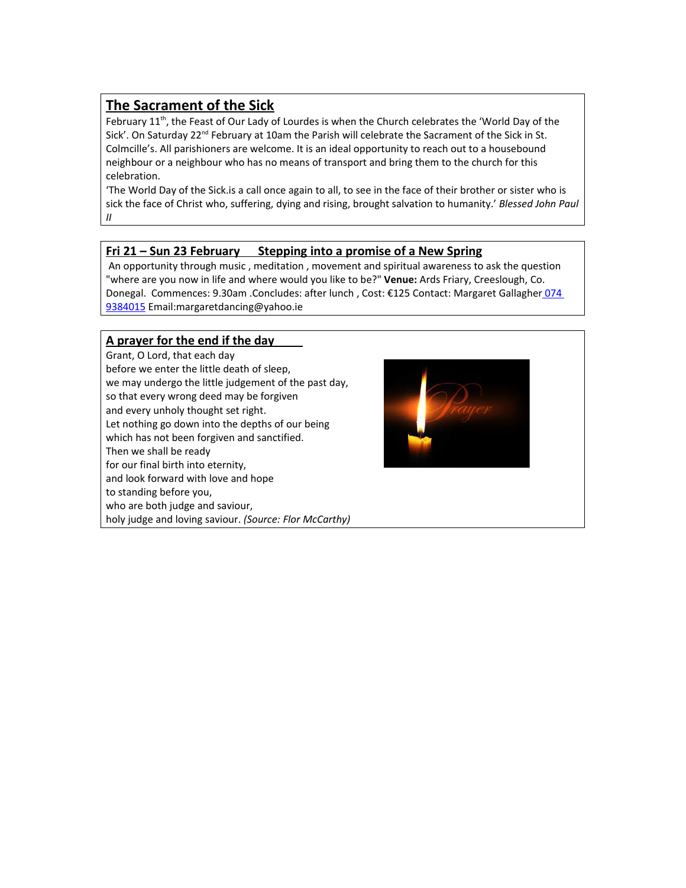## The Sacrament of the Sick

February 11th, the Feast of Our Lady of Lourdes is when the Church celebrates the 'World Day of the Sick'. On Saturday 22nd February at 10am the Parish will celebrate the Sacrament of the Sick in St. Colmcille's. All parishioners are welcome. It is an ideal opportunity to reach out to a housebound neighbour or a neighbour who has no means of transport and bring them to the church for this celebration.

'The World Day of the Sick.is a call once again to all, to see in the face of their brother or sister who is sick the face of Christ who, suffering, dying and rising, brought salvation to humanity.' *Blessed John Paul II*

## Fri 21 – Sun 23 February Stepping into a promise of a New Spring

An opportunity through music , meditation , movement and spiritual awareness to ask the question "where are you now in life and where would you like to be?" **Venue:** Ards Friary, Creeslough, Co. Donegal. Commences: 9.30am .Concludes: after lunch , Cost: €125 Contact: Margaret Gallagher 074 9384015 Email:margaretdancing@yahoo.ie

## A prayer for the end if the day

Grant, O Lord, that each day
before we enter the little death of sleep,
we may undergo the little judgement of the past day,
so that every wrong deed may be forgiven
and every unholy thought set right.
Let nothing go down into the depths of our being
which has not been forgiven and sanctified.
Then we shall be ready
for our final birth into eternity,
and look forward with love and hope
to standing before you,
who are both judge and saviour,
holy judge and loving saviour. *(Source: Flor McCarthy)*